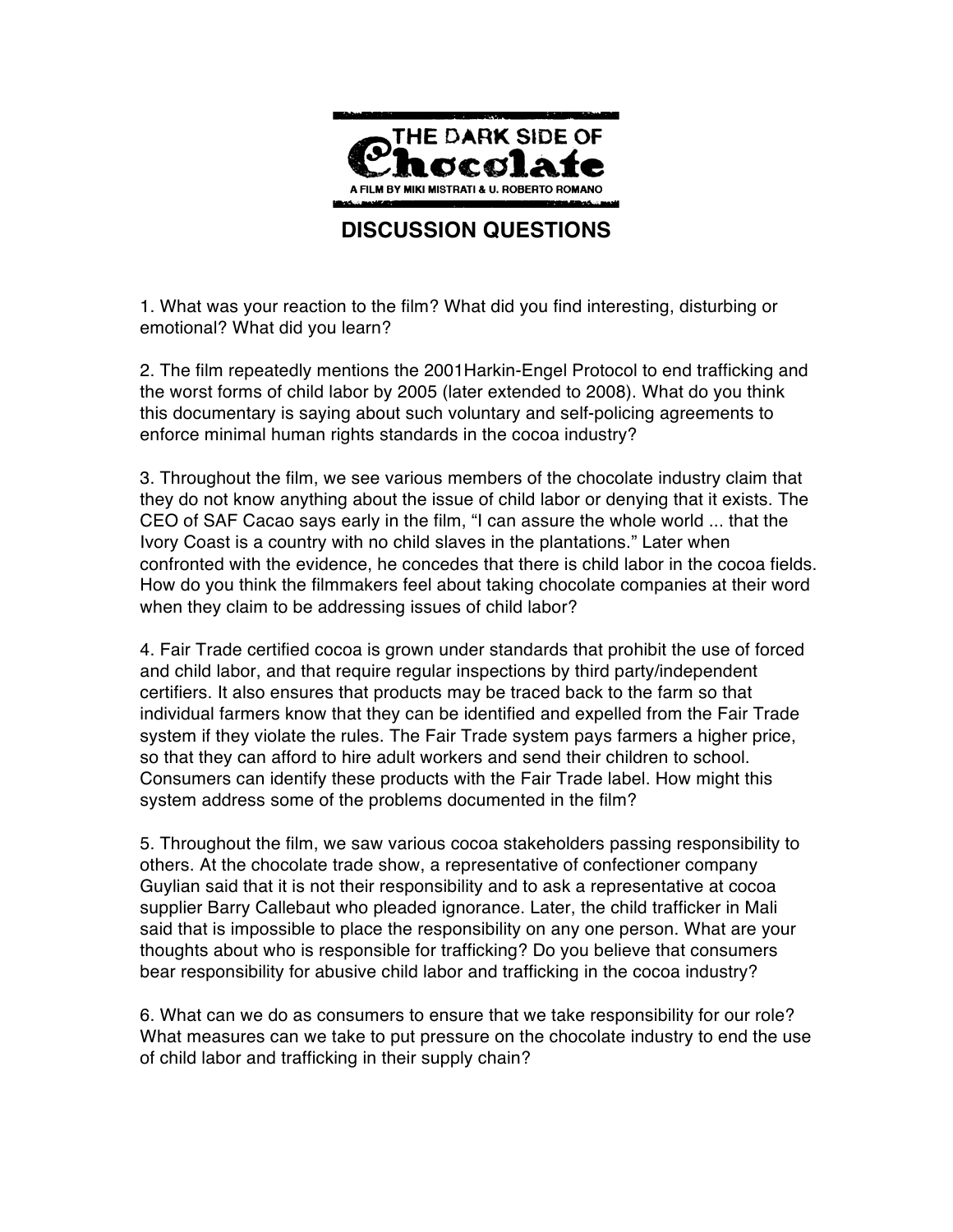# THE DARK SIDE OF Chocolate

A FILM BY MIKI MISTRATI & U. ROBERTO ROMANO

## DISCUSSION QUESTIONS

1. What was your reaction to the film? What did you find interesting, disturbing or emotional? What did you learn?

2. The film repeatedly mentions the 2001Harkin-Engel Protocol to end trafficking and the worst forms of child labor by 2005 (later extended to 2008). What do you think this documentary is saying about such voluntary and self-policing agreements to enforce minimal human rights standards in the cocoa industry?

3. Throughout the film, we see various members of the chocolate industry claim that they do not know anything about the issue of child labor or denying that it exists. The CEO of SAF Cacao says early in the film, "I can assure the whole world ... that the Ivory Coast is a country with no child slaves in the plantations." Later when confronted with the evidence, he concedes that there is child labor in the cocoa fields. How do you think the filmmakers feel about taking chocolate companies at their word when they claim to be addressing issues of child labor?

4. Fair Trade certified cocoa is grown under standards that prohibit the use of forced and child labor, and that require regular inspections by third party/independent certifiers. It also ensures that products may be traced back to the farm so that individual farmers know that they can be identified and expelled from the Fair Trade system if they violate the rules. The Fair Trade system pays farmers a higher price, so that they can afford to hire adult workers and send their children to school. Consumers can identify these products with the Fair Trade label. How might this system address some of the problems documented in the film?

5. Throughout the film, we saw various cocoa stakeholders passing responsibility to others. At the chocolate trade show, a representative of confectioner company Guylian said that it is not their responsibility and to ask a representative at cocoa supplier Barry Callebaut who pleaded ignorance. Later, the child trafficker in Mali said that is impossible to place the responsibility on any one person. What are your thoughts about who is responsible for trafficking? Do you believe that consumers bear responsibility for abusive child labor and trafficking in the cocoa industry?

6. What can we do as consumers to ensure that we take responsibility for our role? What measures can we take to put pressure on the chocolate industry to end the use of child labor and trafficking in their supply chain?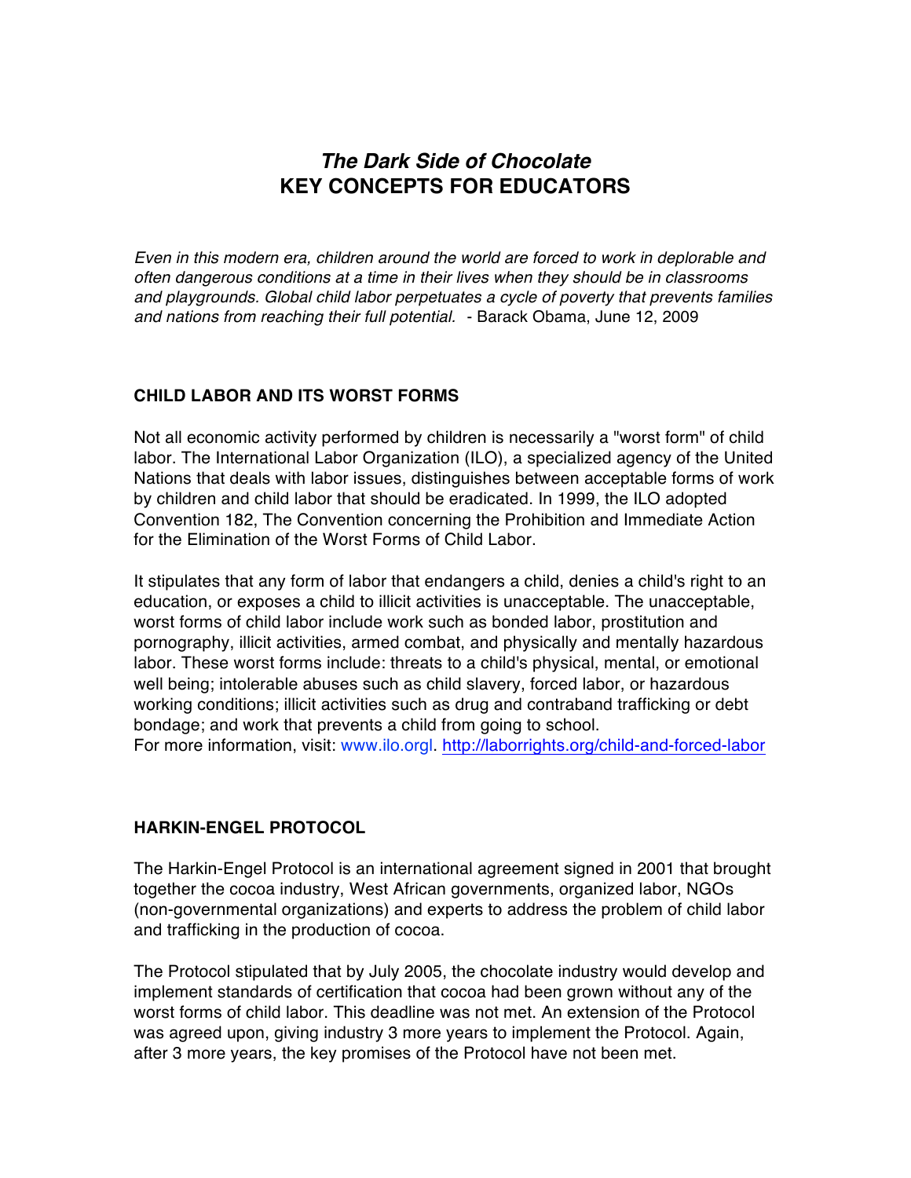# *The Dark Side of Chocolate*
# KEY CONCEPTS FOR EDUCATORS

*Even in this modern era, children around the world are forced to work in deplorable and often dangerous conditions at a time in their lives when they should be in classrooms and playgrounds. Global child labor perpetuates a cycle of poverty that prevents families and nations from reaching their full potential.* - Barack Obama, June 12, 2009

## CHILD LABOR AND ITS WORST FORMS

Not all economic activity performed by children is necessarily a "worst form" of child labor. The International Labor Organization (ILO), a specialized agency of the United Nations that deals with labor issues, distinguishes between acceptable forms of work by children and child labor that should be eradicated. In 1999, the ILO adopted Convention 182, The Convention concerning the Prohibition and Immediate Action for the Elimination of the Worst Forms of Child Labor.

It stipulates that any form of labor that endangers a child, denies a child's right to an education, or exposes a child to illicit activities is unacceptable. The unacceptable, worst forms of child labor include work such as bonded labor, prostitution and pornography, illicit activities, armed combat, and physically and mentally hazardous labor. These worst forms include: threats to a child's physical, mental, or emotional well being; intolerable abuses such as child slavery, forced labor, or hazardous working conditions; illicit activities such as drug and contraband trafficking or debt bondage; and work that prevents a child from going to school.
For more information, visit: www.ilo.orgl. http://laborrights.org/child-and-forced-labor

## HARKIN-ENGEL PROTOCOL

The Harkin-Engel Protocol is an international agreement signed in 2001 that brought together the cocoa industry, West African governments, organized labor, NGOs (non-governmental organizations) and experts to address the problem of child labor and trafficking in the production of cocoa.

The Protocol stipulated that by July 2005, the chocolate industry would develop and implement standards of certification that cocoa had been grown without any of the worst forms of child labor. This deadline was not met. An extension of the Protocol was agreed upon, giving industry 3 more years to implement the Protocol. Again, after 3 more years, the key promises of the Protocol have not been met.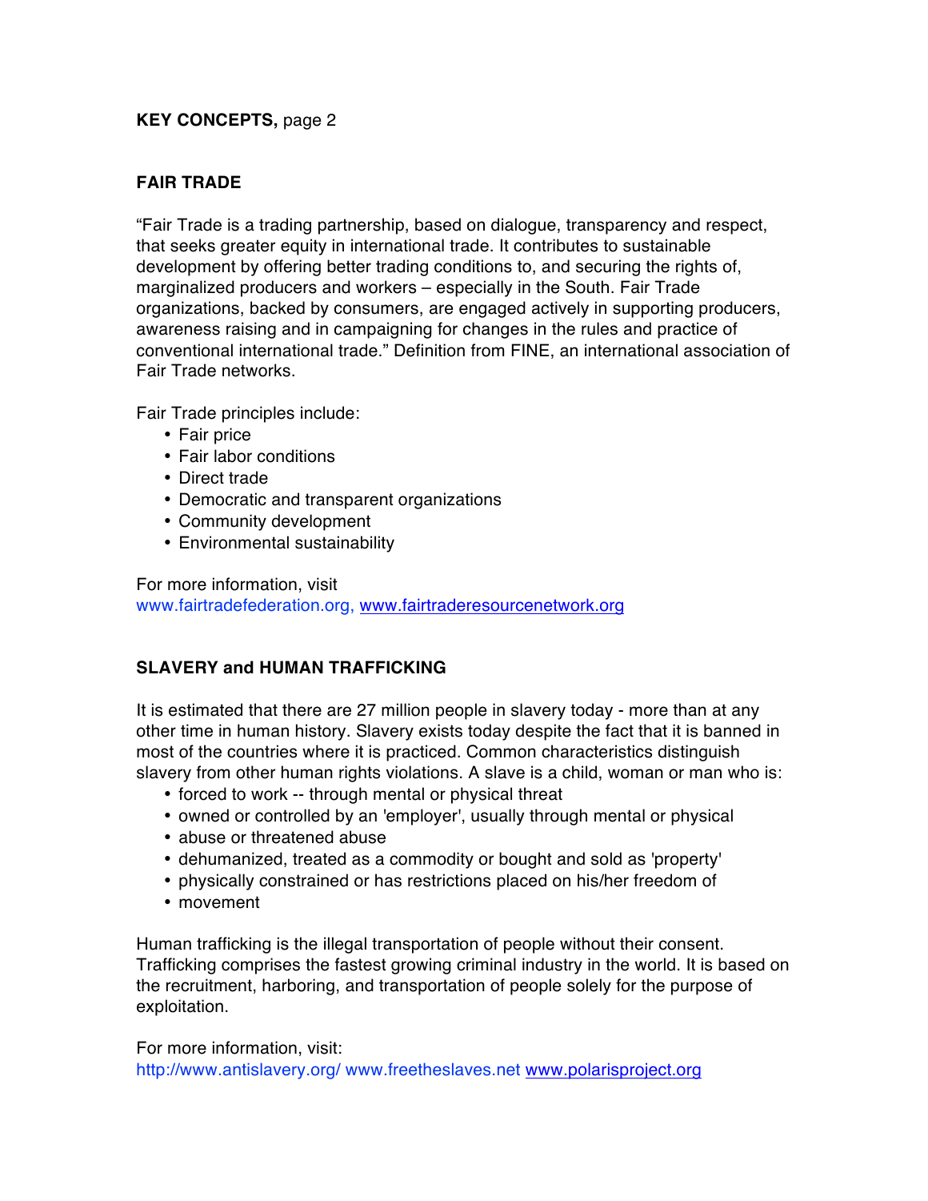**KEY CONCEPTS,** page 2

## FAIR TRADE

"Fair Trade is a trading partnership, based on dialogue, transparency and respect, that seeks greater equity in international trade. It contributes to sustainable development by offering better trading conditions to, and securing the rights of, marginalized producers and workers – especially in the South. Fair Trade organizations, backed by consumers, are engaged actively in supporting producers, awareness raising and in campaigning for changes in the rules and practice of conventional international trade." Definition from FINE, an international association of Fair Trade networks.

Fair Trade principles include:

- Fair price
- Fair labor conditions
- Direct trade
- Democratic and transparent organizations
- Community development
- Environmental sustainability

For more information, visit
www.fairtradefederation.org, www.fairtraderesourcenetwork.org

## SLAVERY and HUMAN TRAFFICKING

It is estimated that there are 27 million people in slavery today - more than at any other time in human history. Slavery exists today despite the fact that it is banned in most of the countries where it is practiced. Common characteristics distinguish slavery from other human rights violations. A slave is a child, woman or man who is:

- forced to work -- through mental or physical threat
- owned or controlled by an 'employer', usually through mental or physical
- abuse or threatened abuse
- dehumanized, treated as a commodity or bought and sold as 'property'
- physically constrained or has restrictions placed on his/her freedom of
- movement

Human trafficking is the illegal transportation of people without their consent. Trafficking comprises the fastest growing criminal industry in the world. It is based on the recruitment, harboring, and transportation of people solely for the purpose of exploitation.

For more information, visit:
http://www.antislavery.org/ www.freetheslaves.net www.polarisproject.org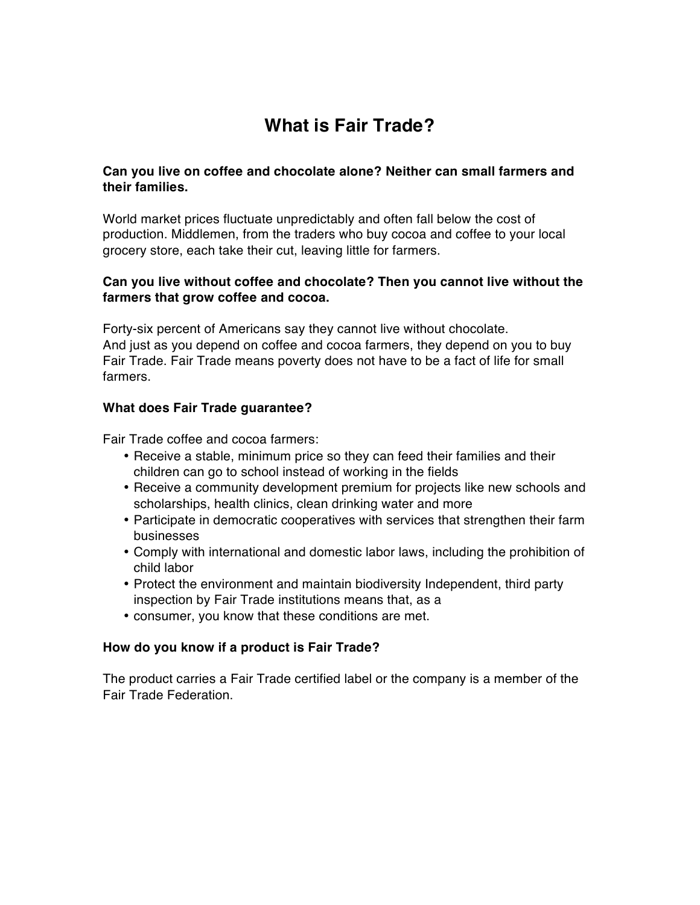# What is Fair Trade?

**Can you live on coffee and chocolate alone? Neither can small farmers and their families.**

World market prices fluctuate unpredictably and often fall below the cost of production. Middlemen, from the traders who buy cocoa and coffee to your local grocery store, each take their cut, leaving little for farmers.

**Can you live without coffee and chocolate? Then you cannot live without the farmers that grow coffee and cocoa.**

Forty-six percent of Americans say they cannot live without chocolate.
And just as you depend on coffee and cocoa farmers, they depend on you to buy Fair Trade. Fair Trade means poverty does not have to be a fact of life for small farmers.

**What does Fair Trade guarantee?**

Fair Trade coffee and cocoa farmers:

- Receive a stable, minimum price so they can feed their families and their children can go to school instead of working in the fields
- Receive a community development premium for projects like new schools and scholarships, health clinics, clean drinking water and more
- Participate in democratic cooperatives with services that strengthen their farm businesses
- Comply with international and domestic labor laws, including the prohibition of child labor
- Protect the environment and maintain biodiversity Independent, third party inspection by Fair Trade institutions means that, as a
- consumer, you know that these conditions are met.

**How do you know if a product is Fair Trade?**

The product carries a Fair Trade certified label or the company is a member of the Fair Trade Federation.